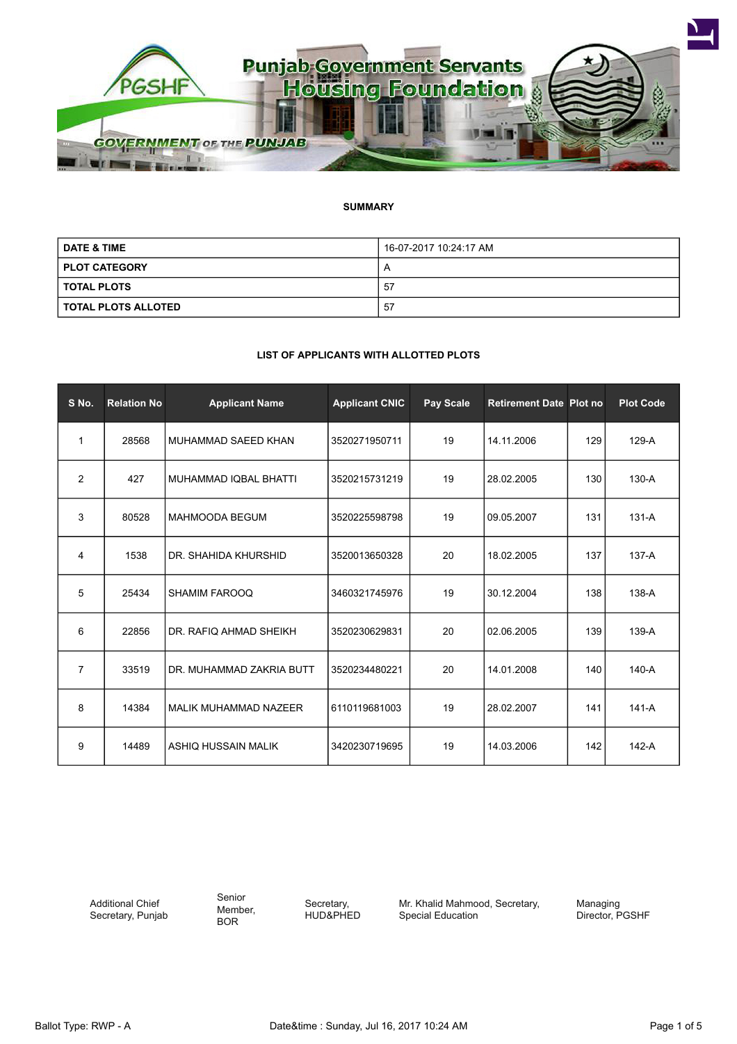Punjab Government Servants Housing Foundation

GOVERNMENT OF THE PUNJAB

**SUMMARY**

| DATE & TIME | 16-07-2017 10:24:17 AM |
|---|---|
| PLOT CATEGORY | A |
| TOTAL PLOTS | 57 |
| TOTAL PLOTS ALLOTED | 57 |

**LIST OF APPLICANTS WITH ALLOTTED PLOTS**

| S No. | Relation No | Applicant Name | Applicant CNIC | Pay Scale | Retirement Date | Plot no | Plot Code |
|---|---|---|---|---|---|---|---|
| 1 | 28568 | MUHAMMAD SAEED KHAN | 3520271950711 | 19 | 14.11.2006 | 129 | 129-A |
| 2 | 427 | MUHAMMAD IQBAL BHATTI | 3520215731219 | 19 | 28.02.2005 | 130 | 130-A |
| 3 | 80528 | MAHMOODA BEGUM | 3520225598798 | 19 | 09.05.2007 | 131 | 131-A |
| 4 | 1538 | DR. SHAHIDA KHURSHID | 3520013650328 | 20 | 18.02.2005 | 137 | 137-A |
| 5 | 25434 | SHAMIM FAROOQ | 3460321745976 | 19 | 30.12.2004 | 138 | 138-A |
| 6 | 22856 | DR. RAFIQ AHMAD SHEIKH | 3520230629831 | 20 | 02.06.2005 | 139 | 139-A |
| 7 | 33519 | DR. MUHAMMAD ZAKRIA BUTT | 3520234480221 | 20 | 14.01.2008 | 140 | 140-A |
| 8 | 14384 | MALIK MUHAMMAD NAZEER | 6110119681003 | 19 | 28.02.2007 | 141 | 141-A |
| 9 | 14489 | ASHIQ HUSSAIN MALIK | 3420230719695 | 19 | 14.03.2006 | 142 | 142-A |

| Additional Chief Secretary, Punjab | Senior Member, BOR | Secretary, HUD&PHED | Mr. Khalid Mahmood, Secretary, Special Education | Managing Director, PGSHF |
|---|---|---|---|---|

Ballot Type: RWP - A

Date&time : Sunday, Jul 16, 2017 10:24 AM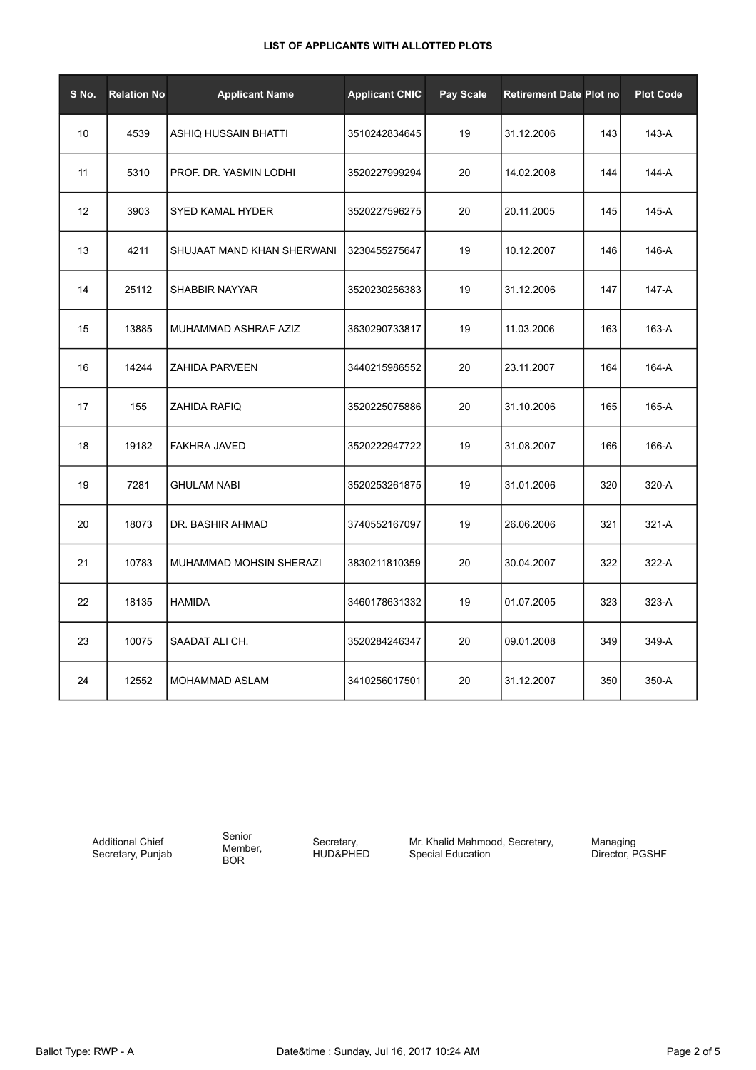**LIST OF APPLICANTS WITH ALLOTTED PLOTS**

| S No. | Relation No | Applicant Name | Applicant CNIC | Pay Scale | Retirement Date | Plot no | Plot Code |
|---|---|---|---|---|---|---|---|
| 10 | 4539 | ASHIQ HUSSAIN BHATTI | 3510242834645 | 19 | 31.12.2006 | 143 | 143-A |
| 11 | 5310 | PROF. DR. YASMIN LODHI | 3520227999294 | 20 | 14.02.2008 | 144 | 144-A |
| 12 | 3903 | SYED KAMAL HYDER | 3520227596275 | 20 | 20.11.2005 | 145 | 145-A |
| 13 | 4211 | SHUJAAT MAND KHAN SHERWANI | 3230455275647 | 19 | 10.12.2007 | 146 | 146-A |
| 14 | 25112 | SHABBIR NAYYAR | 3520230256383 | 19 | 31.12.2006 | 147 | 147-A |
| 15 | 13885 | MUHAMMAD ASHRAF AZIZ | 3630290733817 | 19 | 11.03.2006 | 163 | 163-A |
| 16 | 14244 | ZAHIDA PARVEEN | 3440215986552 | 20 | 23.11.2007 | 164 | 164-A |
| 17 | 155 | ZAHIDA RAFIQ | 3520225075886 | 20 | 31.10.2006 | 165 | 165-A |
| 18 | 19182 | FAKHRA JAVED | 3520222947722 | 19 | 31.08.2007 | 166 | 166-A |
| 19 | 7281 | GHULAM NABI | 3520253261875 | 19 | 31.01.2006 | 320 | 320-A |
| 20 | 18073 | DR. BASHIR AHMAD | 3740552167097 | 19 | 26.06.2006 | 321 | 321-A |
| 21 | 10783 | MUHAMMAD MOHSIN SHERAZI | 3830211810359 | 20 | 30.04.2007 | 322 | 322-A |
| 22 | 18135 | HAMIDA | 3460178631332 | 19 | 01.07.2005 | 323 | 323-A |
| 23 | 10075 | SAADAT ALI CH. | 3520284246347 | 20 | 09.01.2008 | 349 | 349-A |
| 24 | 12552 | MOHAMMAD ASLAM | 3410256017501 | 20 | 31.12.2007 | 350 | 350-A |

Additional Chief Secretary, Punjab

Senior Member, BOR

Secretary, HUD&PHED

Mr. Khalid Mahmood, Secretary, Special Education

Managing Director, PGSHF

Ballot Type: RWP - A

Date&time : Sunday, Jul 16, 2017 10:24 AM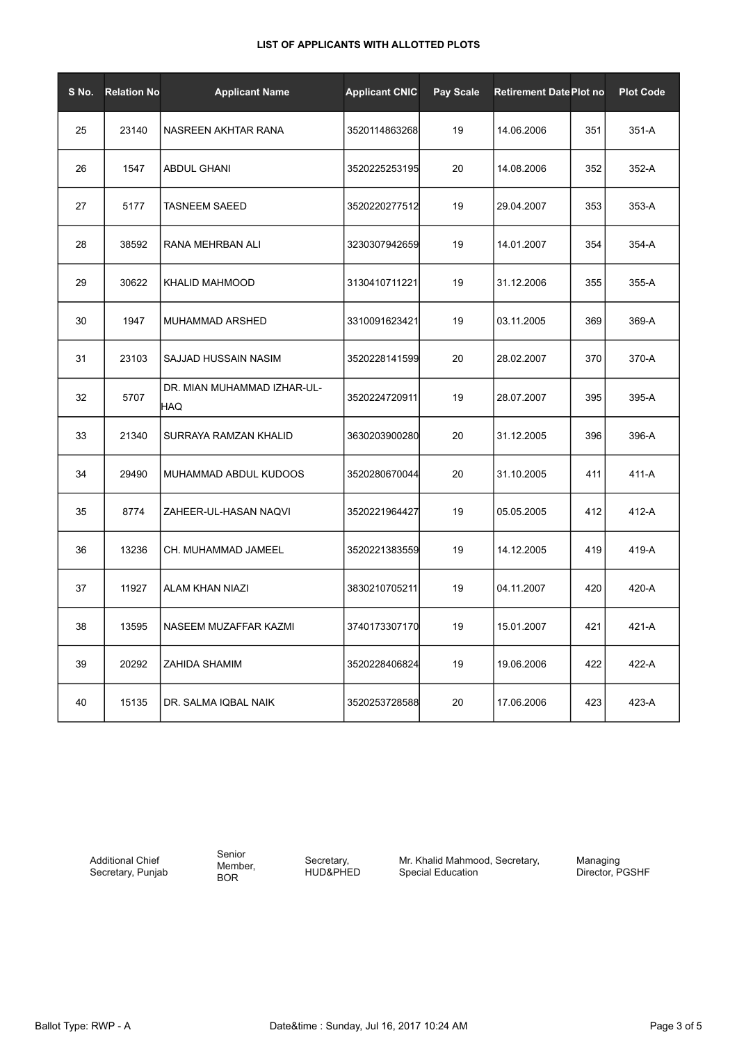# LIST OF APPLICANTS WITH ALLOTTED PLOTS

| S No. | Relation No | Applicant Name | Applicant CNIC | Pay Scale | Retirement Date | Plot no | Plot Code |
|---|---|---|---|---|---|---|---|
| 25 | 23140 | NASREEN AKHTAR RANA | 3520114863268 | 19 | 14.06.2006 | 351 | 351-A |
| 26 | 1547 | ABDUL GHANI | 3520225253195 | 20 | 14.08.2006 | 352 | 352-A |
| 27 | 5177 | TASNEEM SAEED | 3520220277512 | 19 | 29.04.2007 | 353 | 353-A |
| 28 | 38592 | RANA MEHRBAN ALI | 3230307942659 | 19 | 14.01.2007 | 354 | 354-A |
| 29 | 30622 | KHALID MAHMOOD | 3130410711221 | 19 | 31.12.2006 | 355 | 355-A |
| 30 | 1947 | MUHAMMAD ARSHED | 3310091623421 | 19 | 03.11.2005 | 369 | 369-A |
| 31 | 23103 | SAJJAD HUSSAIN NASIM | 3520228141599 | 20 | 28.02.2007 | 370 | 370-A |
| 32 | 5707 | DR. MIAN MUHAMMAD IZHAR-UL-HAQ | 3520224720911 | 19 | 28.07.2007 | 395 | 395-A |
| 33 | 21340 | SURRAYA RAMZAN KHALID | 3630203900280 | 20 | 31.12.2005 | 396 | 396-A |
| 34 | 29490 | MUHAMMAD ABDUL KUDOOS | 3520280670044 | 20 | 31.10.2005 | 411 | 411-A |
| 35 | 8774 | ZAHEER-UL-HASAN NAQVI | 3520221964427 | 19 | 05.05.2005 | 412 | 412-A |
| 36 | 13236 | CH. MUHAMMAD JAMEEL | 3520221383559 | 19 | 14.12.2005 | 419 | 419-A |
| 37 | 11927 | ALAM KHAN NIAZI | 3830210705211 | 19 | 04.11.2007 | 420 | 420-A |
| 38 | 13595 | NASEEM MUZAFFAR KAZMI | 3740173307170 | 19 | 15.01.2007 | 421 | 421-A |
| 39 | 20292 | ZAHIDA SHAMIM | 3520228406824 | 19 | 19.06.2006 | 422 | 422-A |
| 40 | 15135 | DR. SALMA IQBAL NAIK | 3520253728588 | 20 | 17.06.2006 | 423 | 423-A |

Additional Chief Secretary, Punjab

Senior Member, BOR

Secretary, HUD&PHED

Mr. Khalid Mahmood, Secretary, Special Education

Managing Director, PGSHF

Ballot Type: RWP - A

Date&time : Sunday, Jul 16, 2017 10:24 AM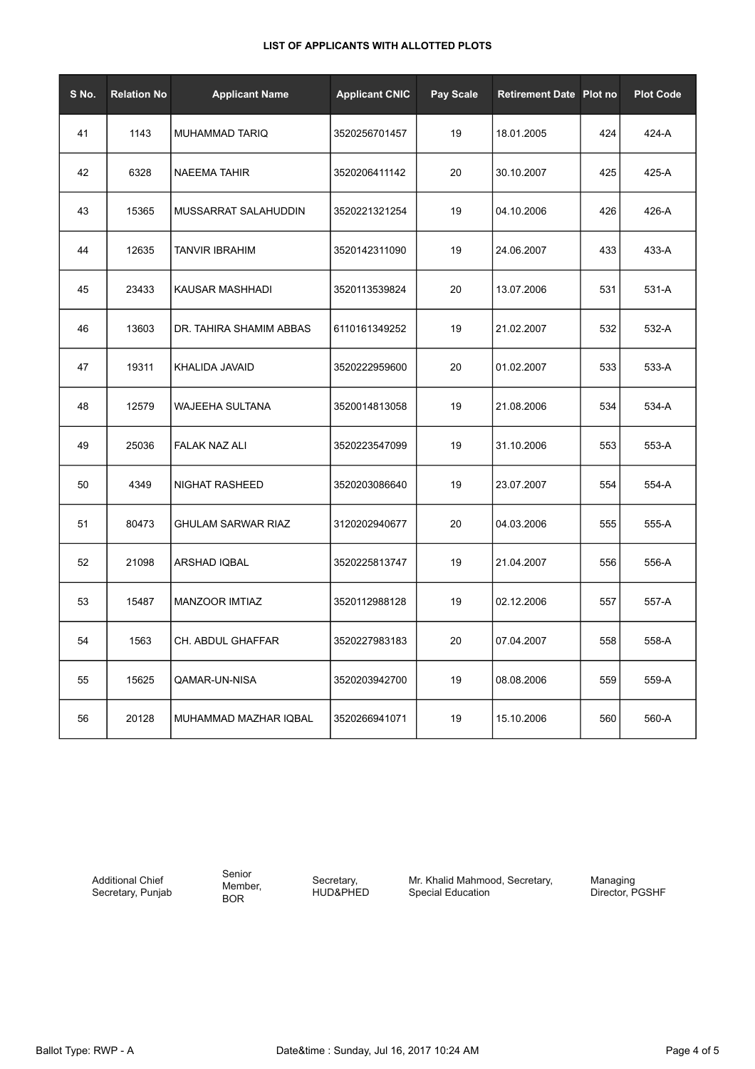**LIST OF APPLICANTS WITH ALLOTTED PLOTS**

| S No. | Relation No | Applicant Name | Applicant CNIC | Pay Scale | Retirement Date | Plot no | Plot Code |
|---|---|---|---|---|---|---|---|
| 41 | 1143 | MUHAMMAD TARIQ | 3520256701457 | 19 | 18.01.2005 | 424 | 424-A |
| 42 | 6328 | NAEEMA TAHIR | 3520206411142 | 20 | 30.10.2007 | 425 | 425-A |
| 43 | 15365 | MUSSARRAT SALAHUDDIN | 3520221321254 | 19 | 04.10.2006 | 426 | 426-A |
| 44 | 12635 | TANVIR IBRAHIM | 3520142311090 | 19 | 24.06.2007 | 433 | 433-A |
| 45 | 23433 | KAUSAR MASHHADI | 3520113539824 | 20 | 13.07.2006 | 531 | 531-A |
| 46 | 13603 | DR. TAHIRA SHAMIM ABBAS | 6110161349252 | 19 | 21.02.2007 | 532 | 532-A |
| 47 | 19311 | KHALIDA JAVAID | 3520222959600 | 20 | 01.02.2007 | 533 | 533-A |
| 48 | 12579 | WAJEEHA SULTANA | 3520014813058 | 19 | 21.08.2006 | 534 | 534-A |
| 49 | 25036 | FALAK NAZ ALI | 3520223547099 | 19 | 31.10.2006 | 553 | 553-A |
| 50 | 4349 | NIGHAT RASHEED | 3520203086640 | 19 | 23.07.2007 | 554 | 554-A |
| 51 | 80473 | GHULAM SARWAR RIAZ | 3120202940677 | 20 | 04.03.2006 | 555 | 555-A |
| 52 | 21098 | ARSHAD IQBAL | 3520225813747 | 19 | 21.04.2007 | 556 | 556-A |
| 53 | 15487 | MANZOOR IMTIAZ | 3520112988128 | 19 | 02.12.2006 | 557 | 557-A |
| 54 | 1563 | CH. ABDUL GHAFFAR | 3520227983183 | 20 | 07.04.2007 | 558 | 558-A |
| 55 | 15625 | QAMAR-UN-NISA | 3520203942700 | 19 | 08.08.2006 | 559 | 559-A |
| 56 | 20128 | MUHAMMAD MAZHAR IQBAL | 3520266941071 | 19 | 15.10.2006 | 560 | 560-A |

Additional Chief Secretary, Punjab

Senior Member, BOR

Secretary, HUD&PHED

Mr. Khalid Mahmood, Secretary, Special Education

Managing Director, PGSHF

Ballot Type: RWP - A

Date&time : Sunday, Jul 16, 2017 10:24 AM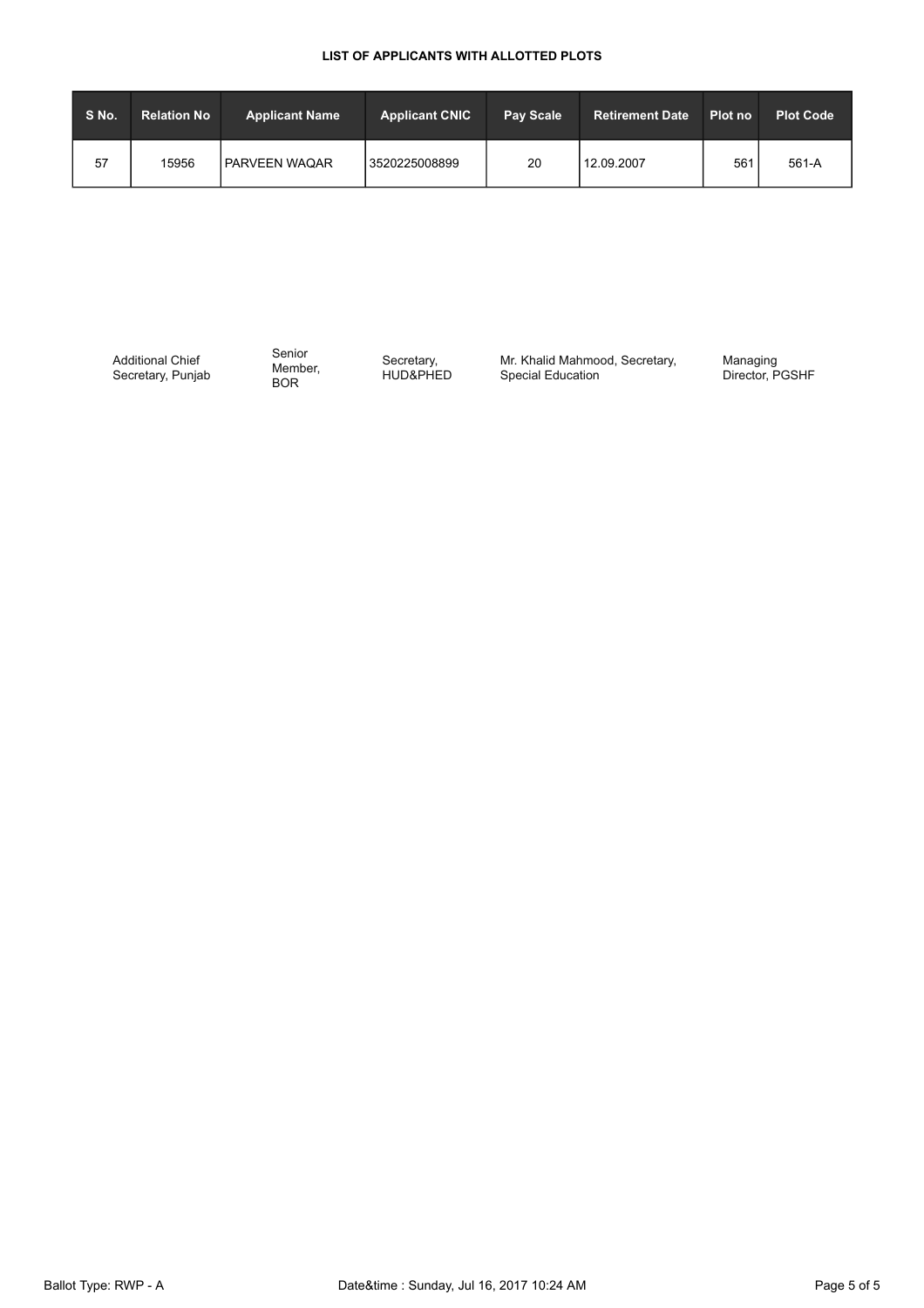**LIST OF APPLICANTS WITH ALLOTTED PLOTS**

| S No. | Relation No | Applicant Name | Applicant CNIC | Pay Scale | Retirement Date | Plot no | Plot Code |
|---|---|---|---|---|---|---|---|
| 57 | 15956 | PARVEEN WAQAR | 3520225008899 | 20 | 12.09.2007 | 561 | 561-A |

Additional Chief Secretary, Punjab

Senior Member, BOR

Secretary, HUD&PHED

Mr. Khalid Mahmood, Secretary, Special Education

Managing Director, PGSHF

Ballot Type: RWP - A

Date&time : Sunday, Jul 16, 2017 10:24 AM